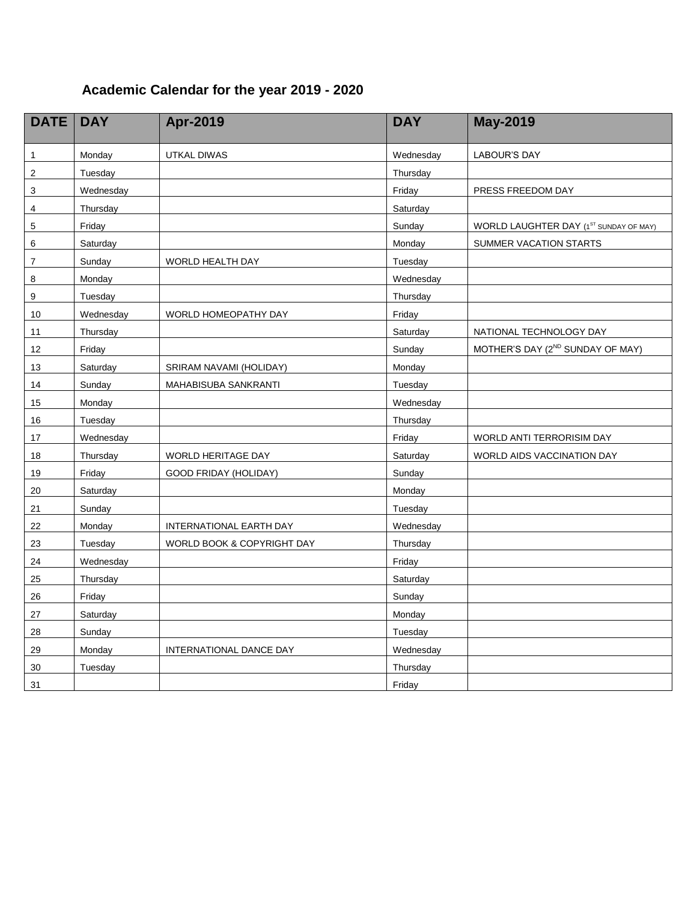# Academic Calendar for the year 2019 - 2020

| DATE | DAY | Apr-2019 | DAY | May-2019 |
|---|---|---|---|---|
| 1 | Monday | UTKAL DIWAS | Wednesday | LABOUR'S DAY |
| 2 | Tuesday | | Thursday | |
| 3 | Wednesday | | Friday | PRESS FREEDOM DAY |
| 4 | Thursday | | Saturday | |
| 5 | Friday | | Sunday | WORLD LAUGHTER DAY (1ST SUNDAY OF MAY) |
| 6 | Saturday | | Monday | SUMMER VACATION STARTS |
| 7 | Sunday | WORLD HEALTH DAY | Tuesday | |
| 8 | Monday | | Wednesday | |
| 9 | Tuesday | | Thursday | |
| 10 | Wednesday | WORLD HOMEOPATHY DAY | Friday | |
| 11 | Thursday | | Saturday | NATIONAL TECHNOLOGY DAY |
| 12 | Friday | | Sunday | MOTHER'S DAY (2ND SUNDAY OF MAY) |
| 13 | Saturday | SRIRAM NAVAMI (HOLIDAY) | Monday | |
| 14 | Sunday | MAHABISUBA SANKRANTI | Tuesday | |
| 15 | Monday | | Wednesday | |
| 16 | Tuesday | | Thursday | |
| 17 | Wednesday | | Friday | WORLD ANTI TERRORISIM DAY |
| 18 | Thursday | WORLD HERITAGE DAY | Saturday | WORLD AIDS VACCINATION DAY |
| 19 | Friday | GOOD FRIDAY (HOLIDAY) | Sunday | |
| 20 | Saturday | | Monday | |
| 21 | Sunday | | Tuesday | |
| 22 | Monday | INTERNATIONAL EARTH DAY | Wednesday | |
| 23 | Tuesday | WORLD BOOK & COPYRIGHT DAY | Thursday | |
| 24 | Wednesday | | Friday | |
| 25 | Thursday | | Saturday | |
| 26 | Friday | | Sunday | |
| 27 | Saturday | | Monday | |
| 28 | Sunday | | Tuesday | |
| 29 | Monday | INTERNATIONAL DANCE DAY | Wednesday | |
| 30 | Tuesday | | Thursday | |
| 31 | | | Friday | |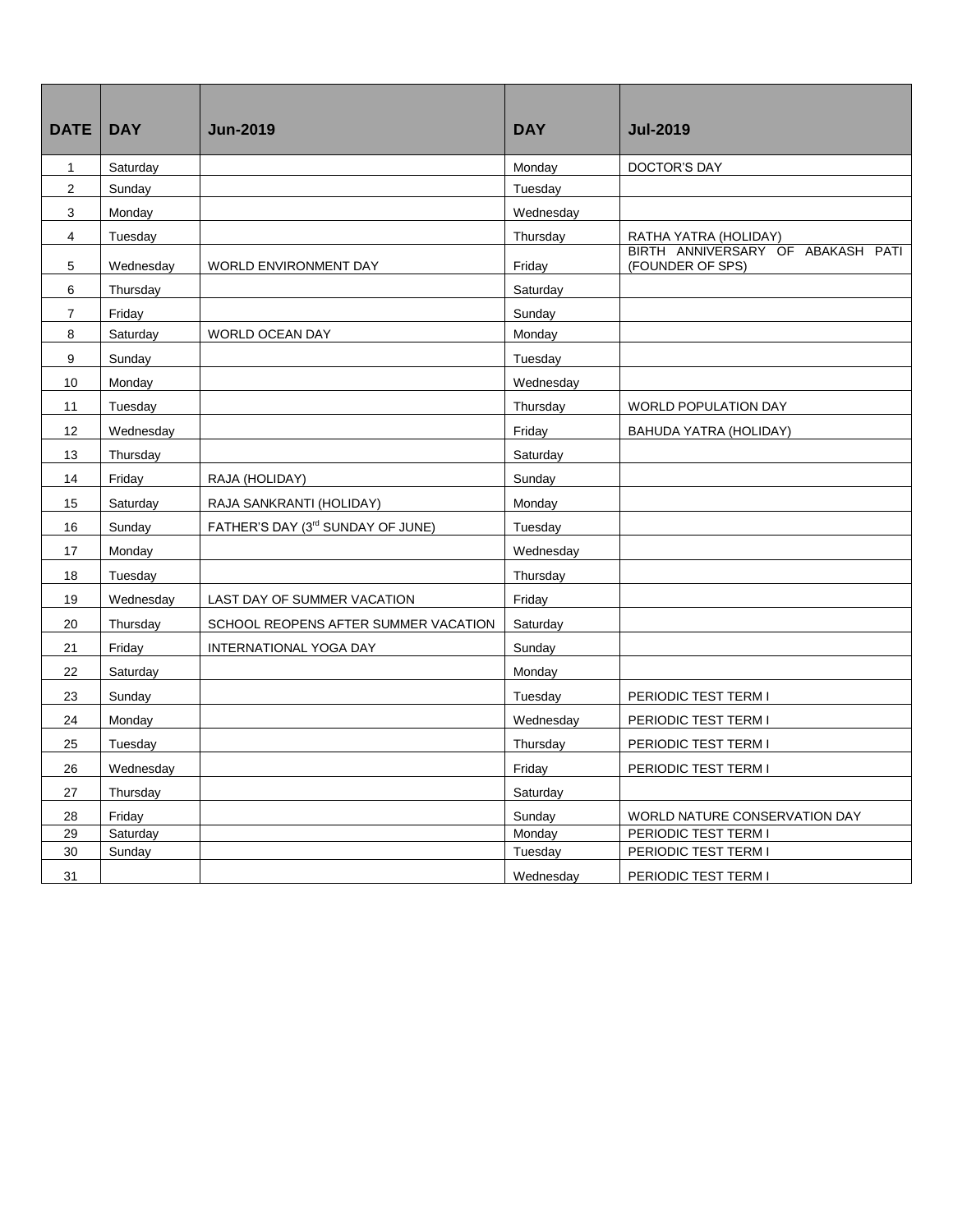| DATE | DAY | Jun-2019 | DAY | Jul-2019 |
|---|---|---|---|---|
| 1 | Saturday | | Monday | DOCTOR'S DAY |
| 2 | Sunday | | Tuesday | |
| 3 | Monday | | Wednesday | |
| 4 | Tuesday | | Thursday | RATHA YATRA (HOLIDAY) |
| 5 | Wednesday | WORLD ENVIRONMENT DAY | Friday | BIRTH ANNIVERSARY OF ABAKASH PATI (FOUNDER OF SPS) |
| 6 | Thursday | | Saturday | |
| 7 | Friday | | Sunday | |
| 8 | Saturday | WORLD OCEAN DAY | Monday | |
| 9 | Sunday | | Tuesday | |
| 10 | Monday | | Wednesday | |
| 11 | Tuesday | | Thursday | WORLD POPULATION DAY |
| 12 | Wednesday | | Friday | BAHUDA YATRA (HOLIDAY) |
| 13 | Thursday | | Saturday | |
| 14 | Friday | RAJA (HOLIDAY) | Sunday | |
| 15 | Saturday | RAJA SANKRANTI (HOLIDAY) | Monday | |
| 16 | Sunday | FATHER'S DAY (3rd SUNDAY OF JUNE) | Tuesday | |
| 17 | Monday | | Wednesday | |
| 18 | Tuesday | | Thursday | |
| 19 | Wednesday | LAST DAY OF SUMMER VACATION | Friday | |
| 20 | Thursday | SCHOOL REOPENS AFTER SUMMER VACATION | Saturday | |
| 21 | Friday | INTERNATIONAL YOGA DAY | Sunday | |
| 22 | Saturday | | Monday | |
| 23 | Sunday | | Tuesday | PERIODIC TEST TERM I |
| 24 | Monday | | Wednesday | PERIODIC TEST TERM I |
| 25 | Tuesday | | Thursday | PERIODIC TEST TERM I |
| 26 | Wednesday | | Friday | PERIODIC TEST TERM I |
| 27 | Thursday | | Saturday | |
| 28 | Friday | | Sunday | WORLD NATURE CONSERVATION DAY |
| 29 | Saturday | | Monday | PERIODIC TEST TERM I |
| 30 | Sunday | | Tuesday | PERIODIC TEST TERM I |
| 31 | | | Wednesday | PERIODIC TEST TERM I |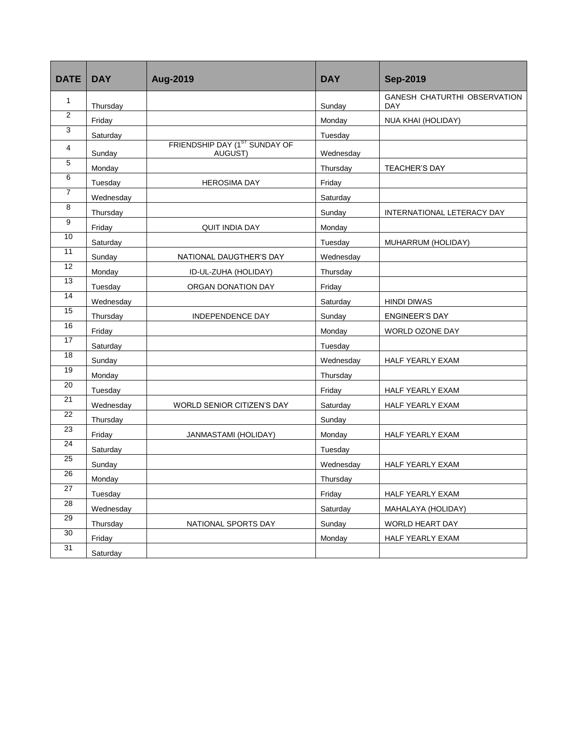| DATE | DAY | Aug-2019 | DAY | Sep-2019 |
|---|---|---|---|---|
| 1 | Thursday | | Sunday | GANESH CHATURTHI OBSERVATION DAY |
| 2 | Friday | | Monday | NUA KHAI (HOLIDAY) |
| 3 | Saturday | | Tuesday | |
| 4 | Sunday | FRIENDSHIP DAY (1ST SUNDAY OF AUGUST) | Wednesday | |
| 5 | Monday | | Thursday | TEACHER'S DAY |
| 6 | Tuesday | HEROSIMA DAY | Friday | |
| 7 | Wednesday | | Saturday | |
| 8 | Thursday | | Sunday | INTERNATIONAL LETERACY DAY |
| 9 | Friday | QUIT INDIA DAY | Monday | |
| 10 | Saturday | | Tuesday | MUHARRUM (HOLIDAY) |
| 11 | Sunday | NATIONAL DAUGTHER'S DAY | Wednesday | |
| 12 | Monday | ID-UL-ZUHA (HOLIDAY) | Thursday | |
| 13 | Tuesday | ORGAN DONATION DAY | Friday | |
| 14 | Wednesday | | Saturday | HINDI DIWAS |
| 15 | Thursday | INDEPENDENCE DAY | Sunday | ENGINEER'S DAY |
| 16 | Friday | | Monday | WORLD OZONE DAY |
| 17 | Saturday | | Tuesday | |
| 18 | Sunday | | Wednesday | HALF YEARLY EXAM |
| 19 | Monday | | Thursday | |
| 20 | Tuesday | | Friday | HALF YEARLY EXAM |
| 21 | Wednesday | WORLD SENIOR CITIZEN'S DAY | Saturday | HALF YEARLY EXAM |
| 22 | Thursday | | Sunday | |
| 23 | Friday | JANMASTAMI (HOLIDAY) | Monday | HALF YEARLY EXAM |
| 24 | Saturday | | Tuesday | |
| 25 | Sunday | | Wednesday | HALF YEARLY EXAM |
| 26 | Monday | | Thursday | |
| 27 | Tuesday | | Friday | HALF YEARLY EXAM |
| 28 | Wednesday | | Saturday | MAHALAYA (HOLIDAY) |
| 29 | Thursday | NATIONAL SPORTS DAY | Sunday | WORLD HEART DAY |
| 30 | Friday | | Monday | HALF YEARLY EXAM |
| 31 | Saturday | | | |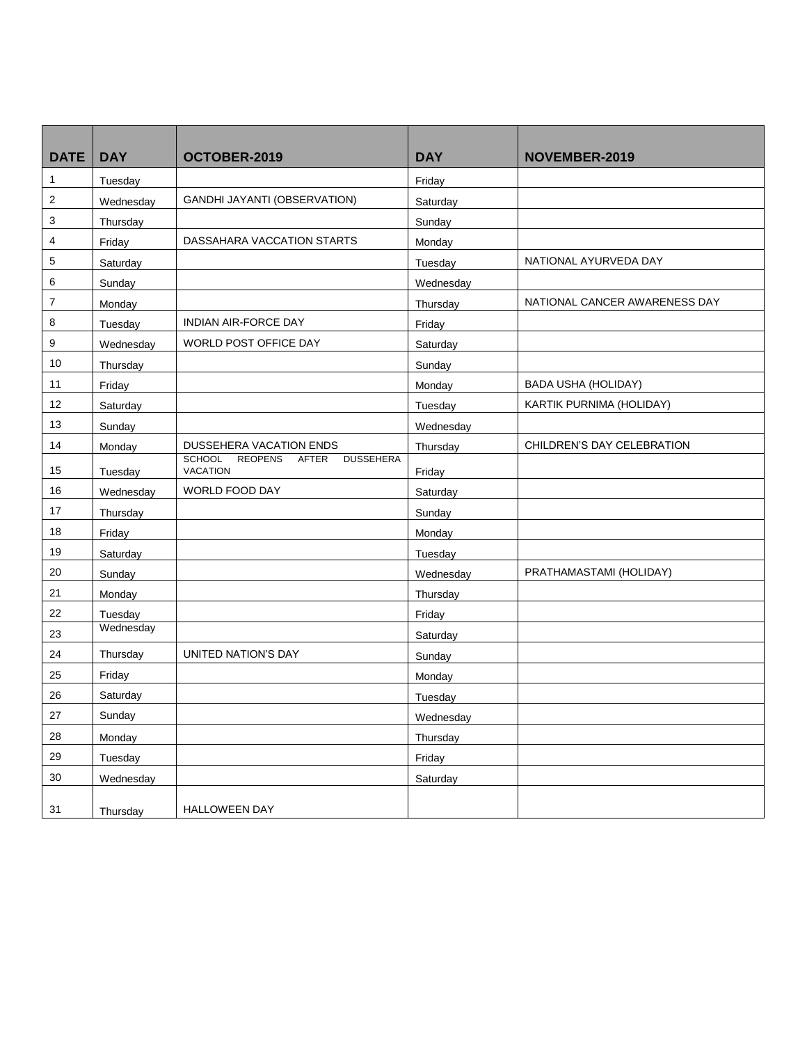| DATE | DAY | OCTOBER-2019 | DAY | NOVEMBER-2019 |
|---|---|---|---|---|
| 1 | Tuesday | | Friday | |
| 2 | Wednesday | GANDHI JAYANTI (OBSERVATION) | Saturday | |
| 3 | Thursday | | Sunday | |
| 4 | Friday | DASSAHARA VACCATION STARTS | Monday | |
| 5 | Saturday | | Tuesday | NATIONAL AYURVEDA DAY |
| 6 | Sunday | | Wednesday | |
| 7 | Monday | | Thursday | NATIONAL CANCER AWARENESS DAY |
| 8 | Tuesday | INDIAN AIR-FORCE DAY | Friday | |
| 9 | Wednesday | WORLD POST OFFICE DAY | Saturday | |
| 10 | Thursday | | Sunday | |
| 11 | Friday | | Monday | BADA USHA (HOLIDAY) |
| 12 | Saturday | | Tuesday | KARTIK PURNIMA (HOLIDAY) |
| 13 | Sunday | | Wednesday | |
| 14 | Monday | DUSSEHERA VACATION ENDS | Thursday | CHILDREN'S DAY CELEBRATION |
| 15 | Tuesday | SCHOOL REOPENS AFTER DUSSEHERA VACATION | Friday | |
| 16 | Wednesday | WORLD FOOD DAY | Saturday | |
| 17 | Thursday | | Sunday | |
| 18 | Friday | | Monday | |
| 19 | Saturday | | Tuesday | |
| 20 | Sunday | | Wednesday | PRATHAMASTAMI (HOLIDAY) |
| 21 | Monday | | Thursday | |
| 22 | Tuesday | | Friday | |
| 23 | Wednesday | | Saturday | |
| 24 | Thursday | UNITED NATION'S DAY | Sunday | |
| 25 | Friday | | Monday | |
| 26 | Saturday | | Tuesday | |
| 27 | Sunday | | Wednesday | |
| 28 | Monday | | Thursday | |
| 29 | Tuesday | | Friday | |
| 30 | Wednesday | | Saturday | |
| 31 | Thursday | HALLOWEEN DAY | | |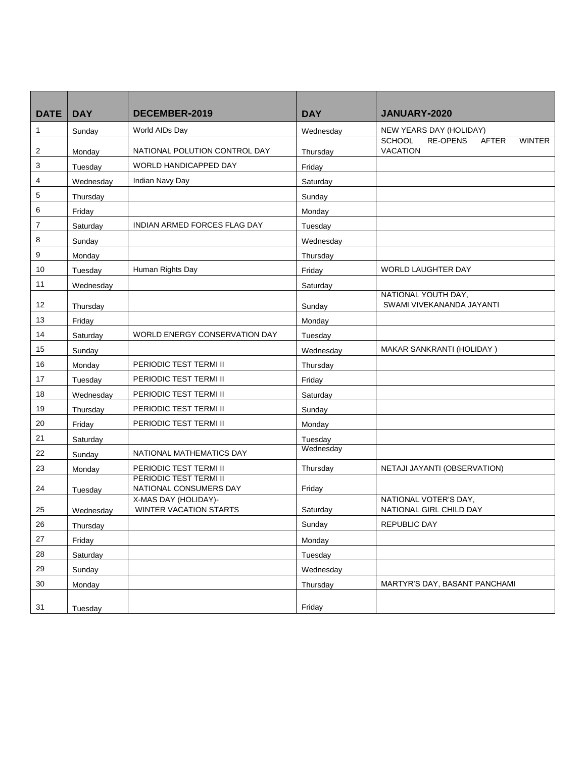| DATE | DAY | DECEMBER-2019 | DAY | JANUARY-2020 |
|---|---|---|---|---|
| 1 | Sunday | World AIDs Day | Wednesday | NEW YEARS DAY (HOLIDAY) |
| 2 | Monday | NATIONAL POLUTION CONTROL DAY | Thursday | SCHOOL RE-OPENS AFTER WINTER VACATION |
| 3 | Tuesday | WORLD HANDICAPPED DAY | Friday | |
| 4 | Wednesday | Indian Navy Day | Saturday | |
| 5 | Thursday | | Sunday | |
| 6 | Friday | | Monday | |
| 7 | Saturday | INDIAN ARMED FORCES FLAG DAY | Tuesday | |
| 8 | Sunday | | Wednesday | |
| 9 | Monday | | Thursday | |
| 10 | Tuesday | Human Rights Day | Friday | WORLD LAUGHTER DAY |
| 11 | Wednesday | | Saturday | |
| 12 | Thursday | | Sunday | NATIONAL YOUTH DAY, SWAMI VIVEKANANDA JAYANTI |
| 13 | Friday | | Monday | |
| 14 | Saturday | WORLD ENERGY CONSERVATION DAY | Tuesday | |
| 15 | Sunday | | Wednesday | MAKAR SANKRANTI (HOLIDAY ) |
| 16 | Monday | PERIODIC TEST TERMI II | Thursday | |
| 17 | Tuesday | PERIODIC TEST TERMI II | Friday | |
| 18 | Wednesday | PERIODIC TEST TERMI II | Saturday | |
| 19 | Thursday | PERIODIC TEST TERMI II | Sunday | |
| 20 | Friday | PERIODIC TEST TERMI II | Monday | |
| 21 | Saturday | | Tuesday | |
| 22 | Sunday | NATIONAL MATHEMATICS DAY | Wednesday | |
| 23 | Monday | PERIODIC TEST TERMI II | Thursday | NETAJI JAYANTI (OBSERVATION) |
| 24 | Tuesday | PERIODIC TEST TERMI II NATIONAL CONSUMERS DAY | Friday | |
| 25 | Wednesday | X-MAS DAY (HOLIDAY)- WINTER VACATION STARTS | Saturday | NATIONAL VOTER'S DAY, NATIONAL GIRL CHILD DAY |
| 26 | Thursday | | Sunday | REPUBLIC DAY |
| 27 | Friday | | Monday | |
| 28 | Saturday | | Tuesday | |
| 29 | Sunday | | Wednesday | |
| 30 | Monday | | Thursday | MARTYR'S DAY, BASANT PANCHAMI |
| 31 | Tuesday | | Friday | |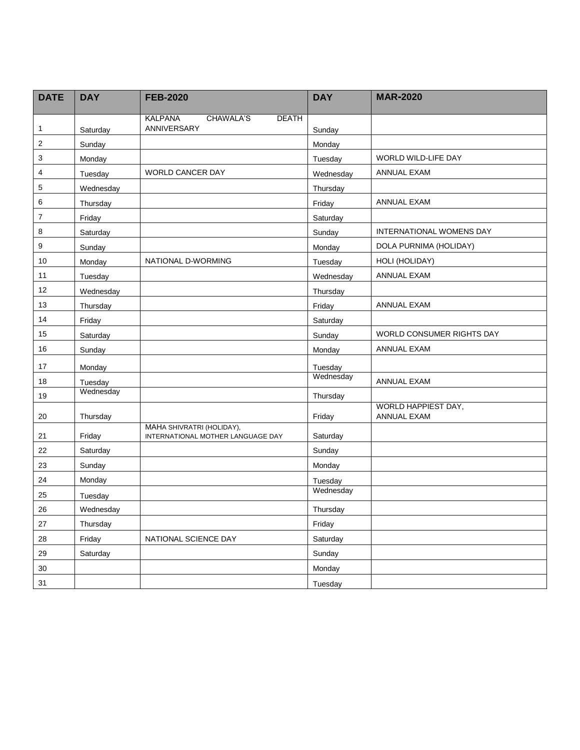| DATE | DAY | FEB-2020 | DAY | MAR-2020 |
|---|---|---|---|---|
| 1 | Saturday | KALPANA CHAWALA'S DEATH ANNIVERSARY | Sunday | |
| 2 | Sunday | | Monday | |
| 3 | Monday | | Tuesday | WORLD WILD-LIFE DAY |
| 4 | Tuesday | WORLD CANCER DAY | Wednesday | ANNUAL EXAM |
| 5 | Wednesday | | Thursday | |
| 6 | Thursday | | Friday | ANNUAL EXAM |
| 7 | Friday | | Saturday | |
| 8 | Saturday | | Sunday | INTERNATIONAL WOMENS DAY |
| 9 | Sunday | | Monday | DOLA PURNIMA (HOLIDAY) |
| 10 | Monday | NATIONAL D-WORMING | Tuesday | HOLI (HOLIDAY) |
| 11 | Tuesday | | Wednesday | ANNUAL EXAM |
| 12 | Wednesday | | Thursday | |
| 13 | Thursday | | Friday | ANNUAL EXAM |
| 14 | Friday | | Saturday | |
| 15 | Saturday | | Sunday | WORLD CONSUMER RIGHTS DAY |
| 16 | Sunday | | Monday | ANNUAL EXAM |
| 17 | Monday | | Tuesday | |
| 18 | Tuesday | | Wednesday | ANNUAL EXAM |
| 19 | Wednesday | | Thursday | |
| 20 | Thursday | | Friday | WORLD HAPPIEST DAY, ANNUAL EXAM |
| 21 | Friday | MAHA SHIVRATRI (HOLIDAY), INTERNATIONAL MOTHER LANGUAGE DAY | Saturday | |
| 22 | Saturday | | Sunday | |
| 23 | Sunday | | Monday | |
| 24 | Monday | | Tuesday | |
| 25 | Tuesday | | Wednesday | |
| 26 | Wednesday | | Thursday | |
| 27 | Thursday | | Friday | |
| 28 | Friday | NATIONAL SCIENCE DAY | Saturday | |
| 29 | Saturday | | Sunday | |
| 30 | | | Monday | |
| 31 | | | Tuesday | |